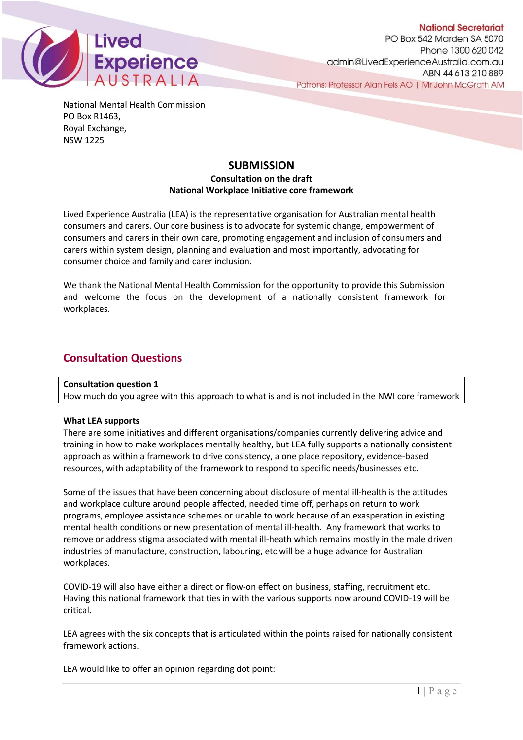Lived Experience AUSTRALIA

**National Secretariat**
PO Box 542 Marden SA 5070
Phone 1300 620 042
admin@LivedExperienceAustralia.com.au
ABN 44 613 210 889
Patrons: Professor Alan Fels AO | Mr John McGrath AM

National Mental Health Commission
PO Box R1463,
Royal Exchange,
NSW 1225

# SUBMISSION

**Consultation on the draft**
**National Workplace Initiative core framework**

Lived Experience Australia (LEA) is the representative organisation for Australian mental health consumers and carers. Our core business is to advocate for systemic change, empowerment of consumers and carers in their own care, promoting engagement and inclusion of consumers and carers within system design, planning and evaluation and most importantly, advocating for consumer choice and family and carer inclusion.

We thank the National Mental Health Commission for the opportunity to provide this Submission and welcome the focus on the development of a nationally consistent framework for workplaces.

## Consultation Questions

**Consultation question 1**
How much do you agree with this approach to what is and is not included in the NWI core framework

**What LEA supports**
There are some initiatives and different organisations/companies currently delivering advice and training in how to make workplaces mentally healthy, but LEA fully supports a nationally consistent approach as within a framework to drive consistency, a one place repository, evidence-based resources, with adaptability of the framework to respond to specific needs/businesses etc.

Some of the issues that have been concerning about disclosure of mental ill-health is the attitudes and workplace culture around people affected, needed time off, perhaps on return to work programs, employee assistance schemes or unable to work because of an exasperation in existing mental health conditions or new presentation of mental ill-health. Any framework that works to remove or address stigma associated with mental ill-heath which remains mostly in the male driven industries of manufacture, construction, labouring, etc will be a huge advance for Australian workplaces.

COVID-19 will also have either a direct or flow-on effect on business, staffing, recruitment etc. Having this national framework that ties in with the various supports now around COVID-19 will be critical.

LEA agrees with the six concepts that is articulated within the points raised for nationally consistent framework actions.

LEA would like to offer an opinion regarding dot point: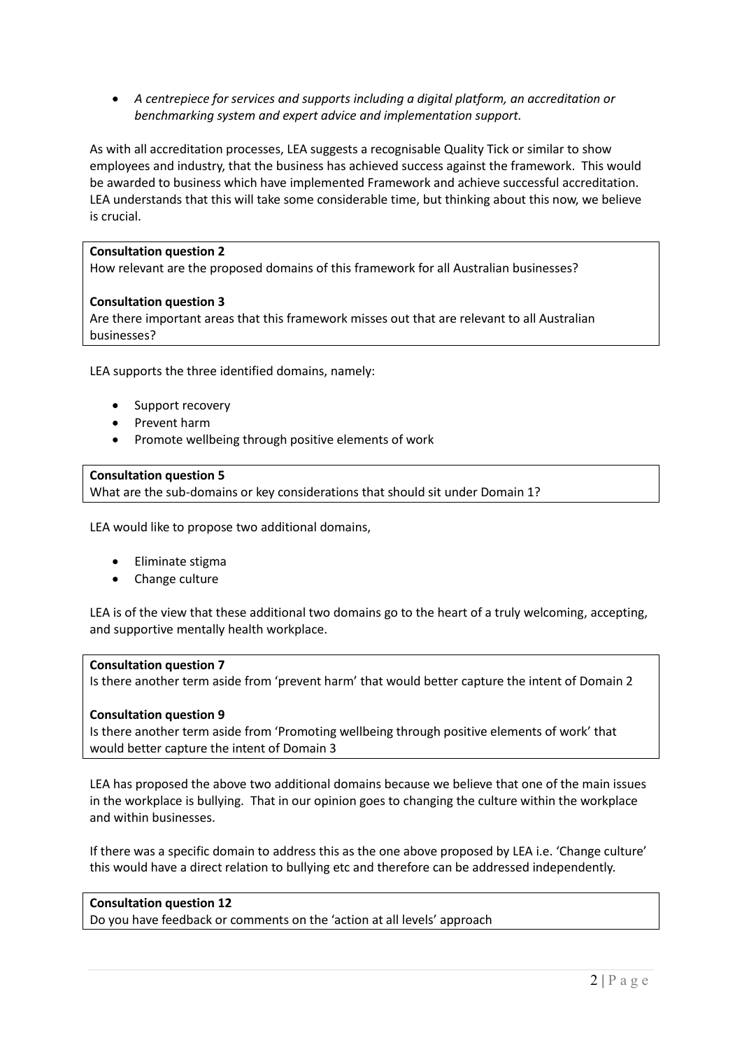- *A centrepiece for services and supports including a digital platform, an accreditation or benchmarking system and expert advice and implementation support.*

As with all accreditation processes, LEA suggests a recognisable Quality Tick or similar to show employees and industry, that the business has achieved success against the framework. This would be awarded to business which have implemented Framework and achieve successful accreditation. LEA understands that this will take some considerable time, but thinking about this now, we believe is crucial.

**Consultation question 2**
How relevant are the proposed domains of this framework for all Australian businesses?

**Consultation question 3**
Are there important areas that this framework misses out that are relevant to all Australian businesses?

LEA supports the three identified domains, namely:

- Support recovery
- Prevent harm
- Promote wellbeing through positive elements of work

**Consultation question 5**
What are the sub-domains or key considerations that should sit under Domain 1?

LEA would like to propose two additional domains,

- Eliminate stigma
- Change culture

LEA is of the view that these additional two domains go to the heart of a truly welcoming, accepting, and supportive mentally health workplace.

**Consultation question 7**
Is there another term aside from 'prevent harm' that would better capture the intent of Domain 2

**Consultation question 9**
Is there another term aside from 'Promoting wellbeing through positive elements of work' that would better capture the intent of Domain 3

LEA has proposed the above two additional domains because we believe that one of the main issues in the workplace is bullying. That in our opinion goes to changing the culture within the workplace and within businesses.

If there was a specific domain to address this as the one above proposed by LEA i.e. 'Change culture' this would have a direct relation to bullying etc and therefore can be addressed independently.

**Consultation question 12**
Do you have feedback or comments on the 'action at all levels' approach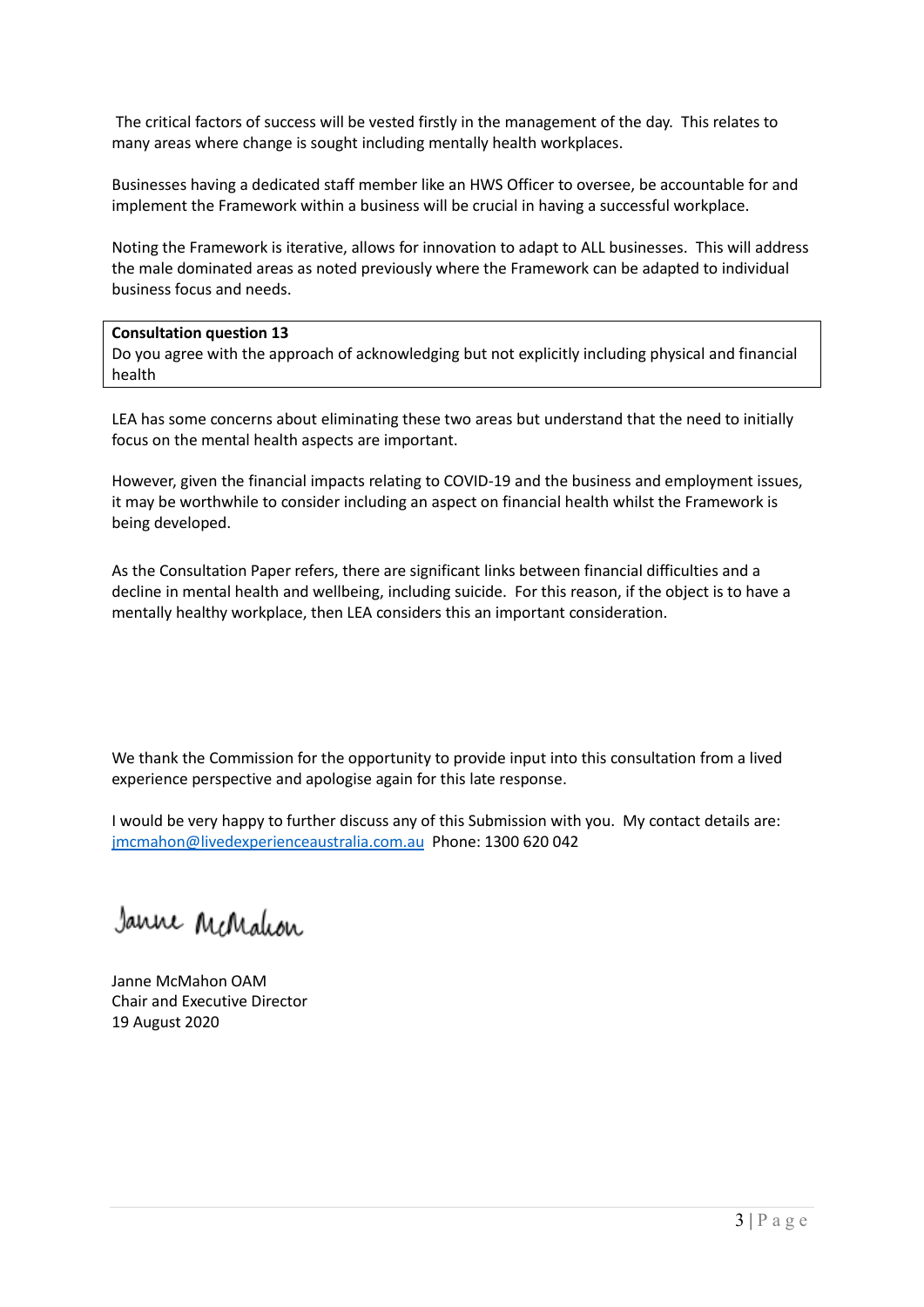The critical factors of success will be vested firstly in the management of the day. This relates to many areas where change is sought including mentally health workplaces.

Businesses having a dedicated staff member like an HWS Officer to oversee, be accountable for and implement the Framework within a business will be crucial in having a successful workplace.

Noting the Framework is iterative, allows for innovation to adapt to ALL businesses. This will address the male dominated areas as noted previously where the Framework can be adapted to individual business focus and needs.

**Consultation question 13**
Do you agree with the approach of acknowledging but not explicitly including physical and financial health

LEA has some concerns about eliminating these two areas but understand that the need to initially focus on the mental health aspects are important.

However, given the financial impacts relating to COVID-19 and the business and employment issues, it may be worthwhile to consider including an aspect on financial health whilst the Framework is being developed.

As the Consultation Paper refers, there are significant links between financial difficulties and a decline in mental health and wellbeing, including suicide. For this reason, if the object is to have a mentally healthy workplace, then LEA considers this an important consideration.

We thank the Commission for the opportunity to provide input into this consultation from a lived experience perspective and apologise again for this late response.

I would be very happy to further discuss any of this Submission with you. My contact details are: jmcmahon@livedexperienceaustralia.com.au Phone: 1300 620 042

Janne McMahon

Janne McMahon OAM
Chair and Executive Director
19 August 2020